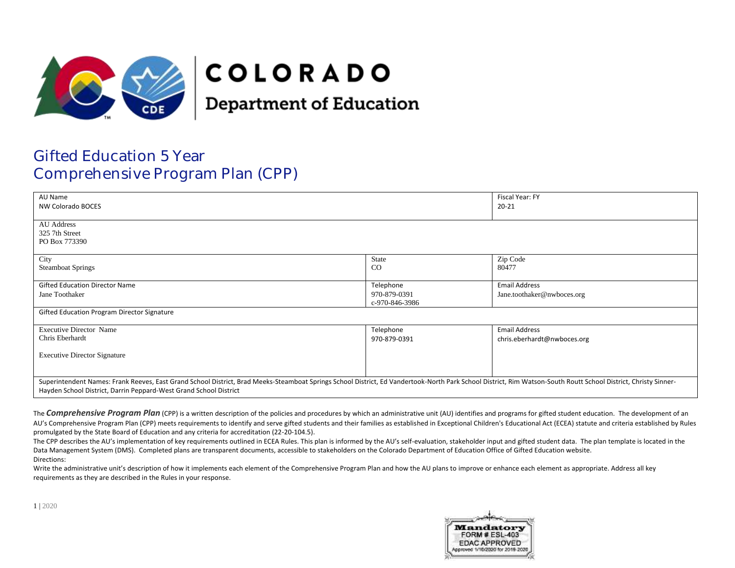COLORADO

Department of Education

# Gifted Education 5 Year Comprehensive Program Plan (CPP)

| AU Name<br>NW Colorado BOCES | | Fiscal Year: FY<br>20-21 |
|---|---|---|
| AU Address<br>325 7th Street<br>PO Box 773390 | | |
| City<br>Steamboat Springs | State<br>CO | Zip Code<br>80477 |
| Gifted Education Director Name<br>Jane Toothaker | Telephone<br>970-879-0391<br>c-970-846-3986 | Email Address<br>Jane.toothaker@nwboces.org |
| Gifted Education Program Director Signature | | |
| Executive Director Name<br>Chris Eberhardt<br><br>Executive Director Signature | Telephone<br>970-879-0391 | Email Address<br>chris.eberhardt@nwboces.org |
| Superintendent Names: Frank Reeves, East Grand School District, Brad Meeks-Steamboat Springs School District, Ed Vandertook-North Park School District, Rim Watson-South Routt School District, Christy Sinner-Hayden School District, Darrin Peppard-West Grand School District | | |

The ***Comprehensive Program Plan*** (CPP) is a written description of the policies and procedures by which an administrative unit (AU) identifies and programs for gifted student education. The development of an AU's Comprehensive Program Plan (CPP) meets requirements to identify and serve gifted students and their families as established in Exceptional Children's Educational Act (ECEA) statute and criteria established by Rules promulgated by the State Board of Education and any criteria for accreditation (22-20-104.5).

The CPP describes the AU's implementation of key requirements outlined in ECEA Rules. This plan is informed by the AU's self-evaluation, stakeholder input and gifted student data. The plan template is located in the Data Management System (DMS). Completed plans are transparent documents, accessible to stakeholders on the Colorado Department of Education Office of Gifted Education website.

Directions:

Write the administrative unit's description of how it implements each element of the Comprehensive Program Plan and how the AU plans to improve or enhance each element as appropriate. Address all key requirements as they are described in the Rules in your response.

Mandatory FORM # ESL-403 EDAC APPROVED Approved 1/10/2020 for 2019-2020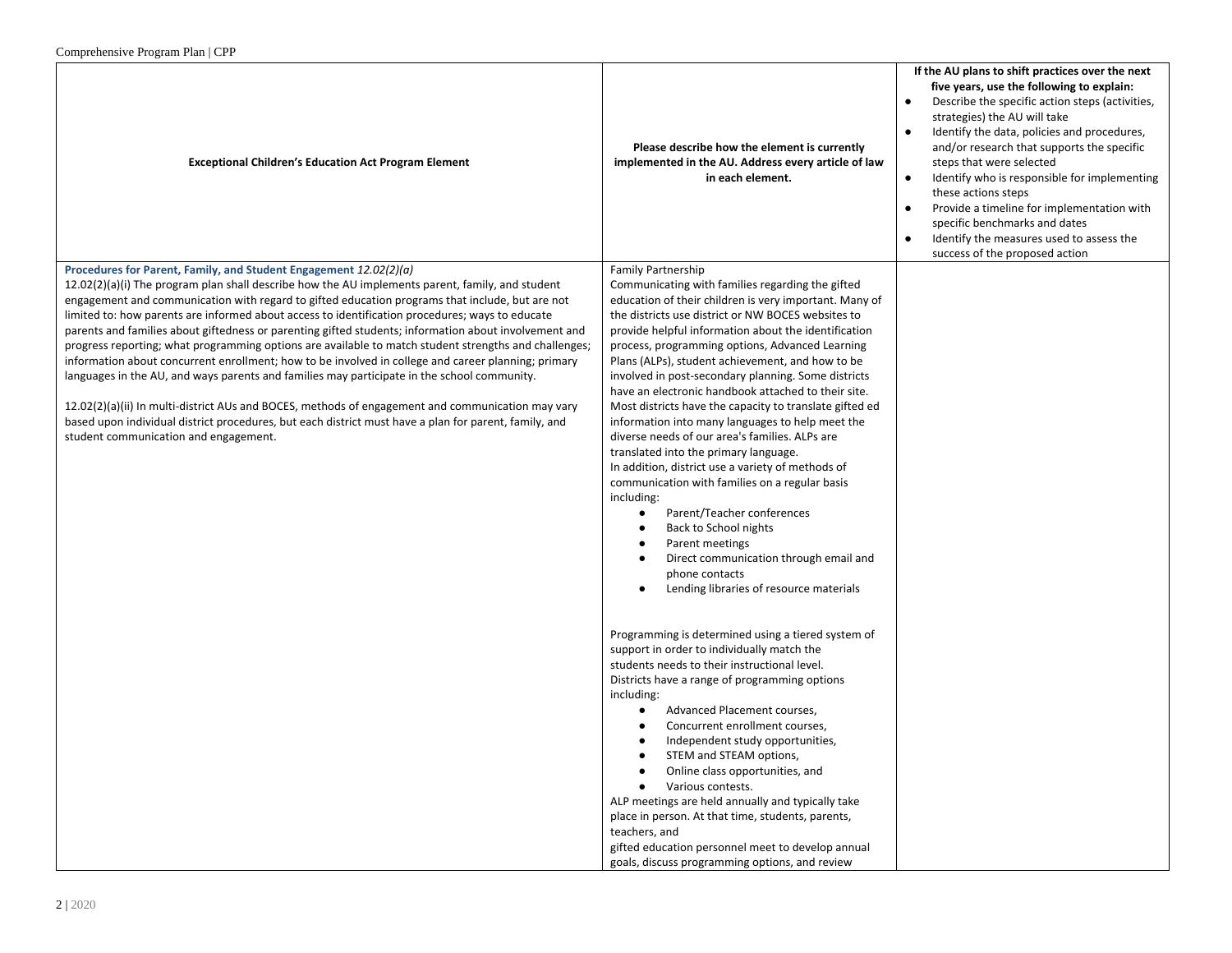| Exceptional Children's Education Act Program Element | Please describe how the element is currently implemented in the AU. Address every article of law in each element. | If the AU plans to shift practices over the next five years, use the following to explain:<br>● Describe the specific action steps (activities, strategies) the AU will take<br>● Identify the data, policies and procedures, and/or research that supports the specific steps that were selected<br>● Identify who is responsible for implementing these actions steps<br>● Provide a timeline for implementation with specific benchmarks and dates<br>● Identify the measures used to assess the success of the proposed action |
|---|---|---|
| **Procedures for Parent, Family, and Student Engagement** *12.02(2)(a)*<br>12.02(2)(a)(i) The program plan shall describe how the AU implements parent, family, and student engagement and communication with regard to gifted education programs that include, but are not limited to: how parents are informed about access to identification procedures; ways to educate parents and families about giftedness or parenting gifted students; information about involvement and progress reporting; what programming options are available to match student strengths and challenges; information about concurrent enrollment; how to be involved in college and career planning; primary languages in the AU, and ways parents and families may participate in the school community.<br><br>12.02(2)(a)(ii) In multi-district AUs and BOCES, methods of engagement and communication may vary based upon individual district procedures, but each district must have a plan for parent, family, and student communication and engagement. | Family Partnership<br>Communicating with families regarding the gifted education of their children is very important. Many of the districts use district or NW BOCES websites to provide helpful information about the identification process, programming options, Advanced Learning Plans (ALPs), student achievement, and how to be involved in post-secondary planning. Some districts have an electronic handbook attached to their site. Most districts have the capacity to translate gifted ed information into many languages to help meet the diverse needs of our area's families. ALPs are translated into the primary language.<br>In addition, district use a variety of methods of communication with families on a regular basis including:<br>● Parent/Teacher conferences<br>● Back to School nights<br>● Parent meetings<br>● Direct communication through email and phone contacts<br>● Lending libraries of resource materials<br><br>Programming is determined using a tiered system of support in order to individually match the students needs to their instructional level.<br>Districts have a range of programming options including:<br>● Advanced Placement courses,<br>● Concurrent enrollment courses,<br>● Independent study opportunities,<br>● STEM and STEAM options,<br>● Online class opportunities, and<br>● Various contests.<br>ALP meetings are held annually and typically take place in person. At that time, students, parents, teachers, and<br>gifted education personnel meet to develop annual goals, discuss programming options, and review | |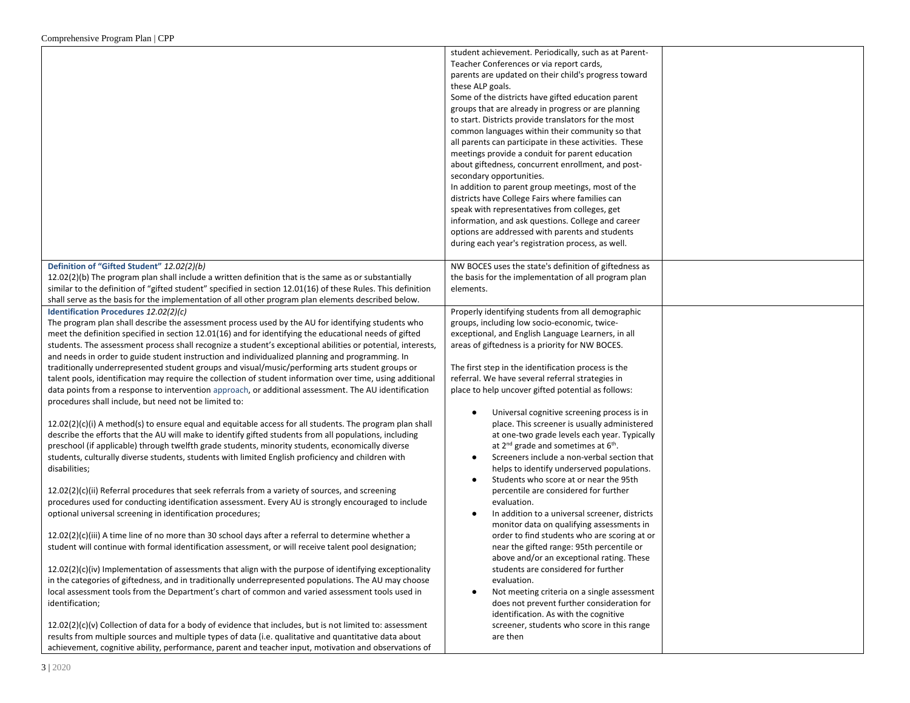| | | |
|---|---|---|
| | student achievement. Periodically, such as at Parent-Teacher Conferences or via report cards, parents are updated on their child's progress toward these ALP goals.<br>Some of the districts have gifted education parent groups that are already in progress or are planning to start. Districts provide translators for the most common languages within their community so that all parents can participate in these activities. These meetings provide a conduit for parent education about giftedness, concurrent enrollment, and post-secondary opportunities.<br>In addition to parent group meetings, most of the districts have College Fairs where families can speak with representatives from colleges, get information, and ask questions. College and career options are addressed with parents and students during each year's registration process, as well. | |
| **Definition of "Gifted Student"** *12.02(2)(b)*<br>12.02(2)(b) The program plan shall include a written definition that is the same as or substantially similar to the definition of "gifted student" specified in section 12.01(16) of these Rules. This definition shall serve as the basis for the implementation of all other program plan elements described below. | NW BOCES uses the state's definition of giftedness as the basis for the implementation of all program plan elements. | |
| **Identification Procedures** *12.02(2)(c)*<br>The program plan shall describe the assessment process used by the AU for identifying students who meet the definition specified in section 12.01(16) and for identifying the educational needs of gifted students. The assessment process shall recognize a student's exceptional abilities or potential, interests, and needs in order to guide student instruction and individualized planning and programming. In traditionally underrepresented student groups and visual/music/performing arts student groups or talent pools, identification may require the collection of student information over time, using additional data points from a response to intervention approach, or additional assessment. The AU identification procedures shall include, but need not be limited to:<br><br>12.02(2)(c)(i) A method(s) to ensure equal and equitable access for all students. The program plan shall describe the efforts that the AU will make to identify gifted students from all populations, including preschool (if applicable) through twelfth grade students, minority students, economically diverse students, culturally diverse students, students with limited English proficiency and children with disabilities;<br><br>12.02(2)(c)(ii) Referral procedures that seek referrals from a variety of sources, and screening procedures used for conducting identification assessment. Every AU is strongly encouraged to include optional universal screening in identification procedures;<br><br>12.02(2)(c)(iii) A time line of no more than 30 school days after a referral to determine whether a student will continue with formal identification assessment, or will receive talent pool designation;<br><br>12.02(2)(c)(iv) Implementation of assessments that align with the purpose of identifying exceptionality in the categories of giftedness, and in traditionally underrepresented populations. The AU may choose local assessment tools from the Department's chart of common and varied assessment tools used in identification;<br><br>12.02(2)(c)(v) Collection of data for a body of evidence that includes, but is not limited to: assessment results from multiple sources and multiple types of data (i.e. qualitative and quantitative data about achievement, cognitive ability, performance, parent and teacher input, motivation and observations of | Properly identifying students from all demographic groups, including low socio-economic, twice-exceptional, and English Language Learners, in all areas of giftedness is a priority for NW BOCES.<br><br>The first step in the identification process is the referral. We have several referral strategies in place to help uncover gifted potential as follows:<br><br>• Universal cognitive screening process is in place. This screener is usually administered at one-two grade levels each year. Typically at 2nd grade and sometimes at 6th.<br>• Screeners include a non-verbal section that helps to identify underserved populations.<br>• Students who score at or near the 95th percentile are considered for further evaluation.<br>• In addition to a universal screener, districts monitor data on qualifying assessments in order to find students who are scoring at or near the gifted range: 95th percentile or above and/or an exceptional rating. These students are considered for further evaluation.<br>• Not meeting criteria on a single assessment does not prevent further consideration for identification. As with the cognitive screener, students who score in this range are then | |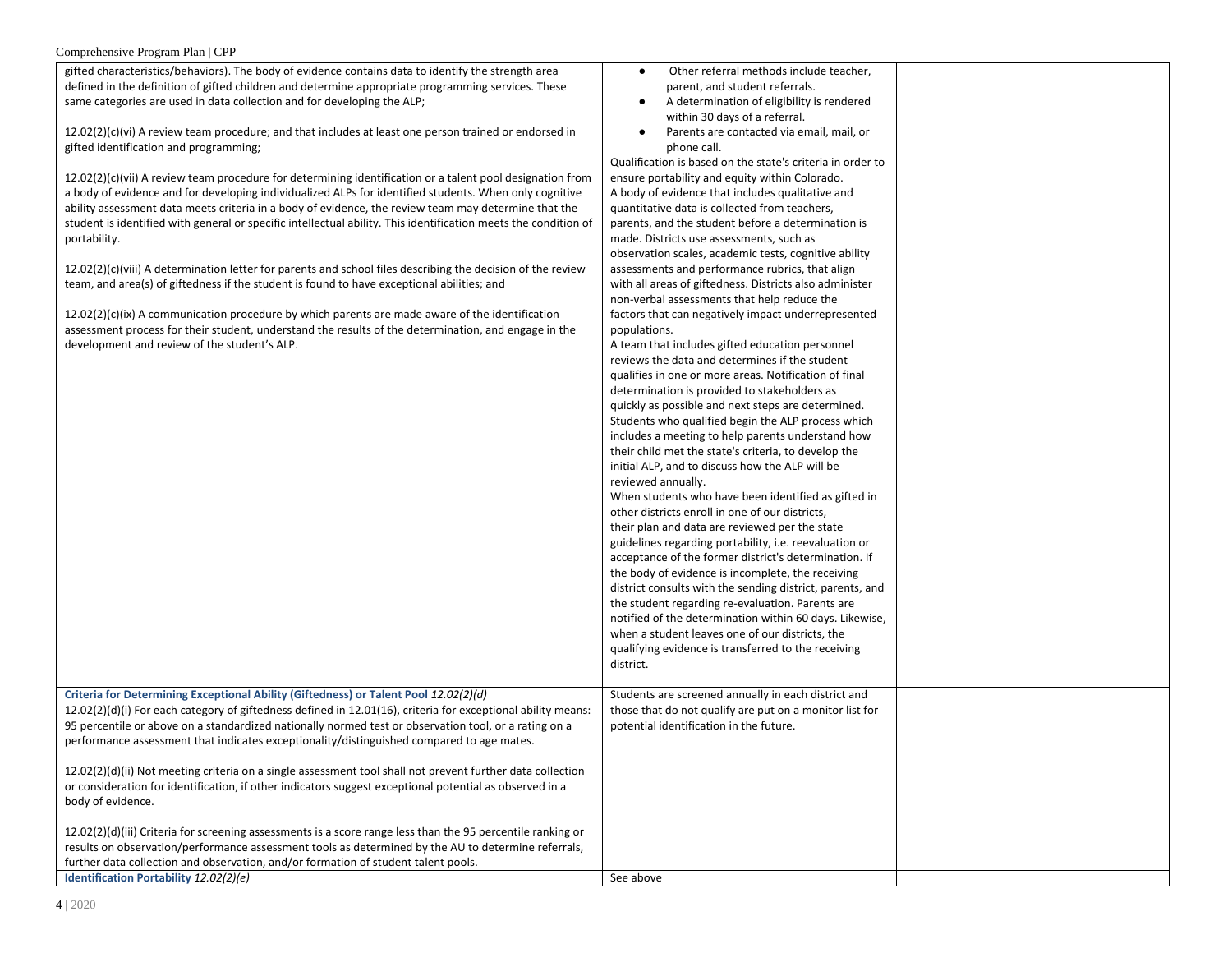| | | |
|---|---|---|
| gifted characteristics/behaviors). The body of evidence contains data to identify the strength area defined in the definition of gifted children and determine appropriate programming services. These same categories are used in data collection and for developing the ALP;<br><br>12.02(2)(c)(vi) A review team procedure; and that includes at least one person trained or endorsed in gifted identification and programming;<br><br>12.02(2)(c)(vii) A review team procedure for determining identification or a talent pool designation from a body of evidence and for developing individualized ALPs for identified students. When only cognitive ability assessment data meets criteria in a body of evidence, the review team may determine that the student is identified with general or specific intellectual ability. This identification meets the condition of portability.<br><br>12.02(2)(c)(viii) A determination letter for parents and school files describing the decision of the review team, and area(s) of giftedness if the student is found to have exceptional abilities; and<br><br>12.02(2)(c)(ix) A communication procedure by which parents are made aware of the identification assessment process for their student, understand the results of the determination, and engage in the development and review of the student's ALP. | • Other referral methods include teacher, parent, and student referrals.<br>• A determination of eligibility is rendered within 30 days of a referral.<br>• Parents are contacted via email, mail, or phone call.<br>Qualification is based on the state's criteria in order to ensure portability and equity within Colorado.<br>A body of evidence that includes qualitative and quantitative data is collected from teachers, parents, and the student before a determination is made. Districts use assessments, such as observation scales, academic tests, cognitive ability assessments and performance rubrics, that align with all areas of giftedness. Districts also administer non-verbal assessments that help reduce the factors that can negatively impact underrepresented populations.<br>A team that includes gifted education personnel reviews the data and determines if the student qualifies in one or more areas. Notification of final determination is provided to stakeholders as quickly as possible and next steps are determined.<br>Students who qualified begin the ALP process which includes a meeting to help parents understand how their child met the state's criteria, to develop the initial ALP, and to discuss how the ALP will be reviewed annually.<br>When students who have been identified as gifted in other districts enroll in one of our districts, their plan and data are reviewed per the state guidelines regarding portability, i.e. reevaluation or acceptance of the former district's determination. If the body of evidence is incomplete, the receiving district consults with the sending district, parents, and the student regarding re-evaluation. Parents are notified of the determination within 60 days. Likewise, when a student leaves one of our districts, the qualifying evidence is transferred to the receiving district. | |
| **Criteria for Determining Exceptional Ability (Giftedness) or Talent Pool** *12.02(2)(d)*<br>12.02(2)(d)(i) For each category of giftedness defined in 12.01(16), criteria for exceptional ability means: 95 percentile or above on a standardized nationally normed test or observation tool, or a rating on a performance assessment that indicates exceptionality/distinguished compared to age mates.<br><br>12.02(2)(d)(ii) Not meeting criteria on a single assessment tool shall not prevent further data collection or consideration for identification, if other indicators suggest exceptional potential as observed in a body of evidence.<br><br>12.02(2)(d)(iii) Criteria for screening assessments is a score range less than the 95 percentile ranking or results on observation/performance assessment tools as determined by the AU to determine referrals, further data collection and observation, and/or formation of student talent pools. | Students are screened annually in each district and those that do not qualify are put on a monitor list for potential identification in the future. | |
| **Identification Portability** *12.02(2)(e)* | See above | |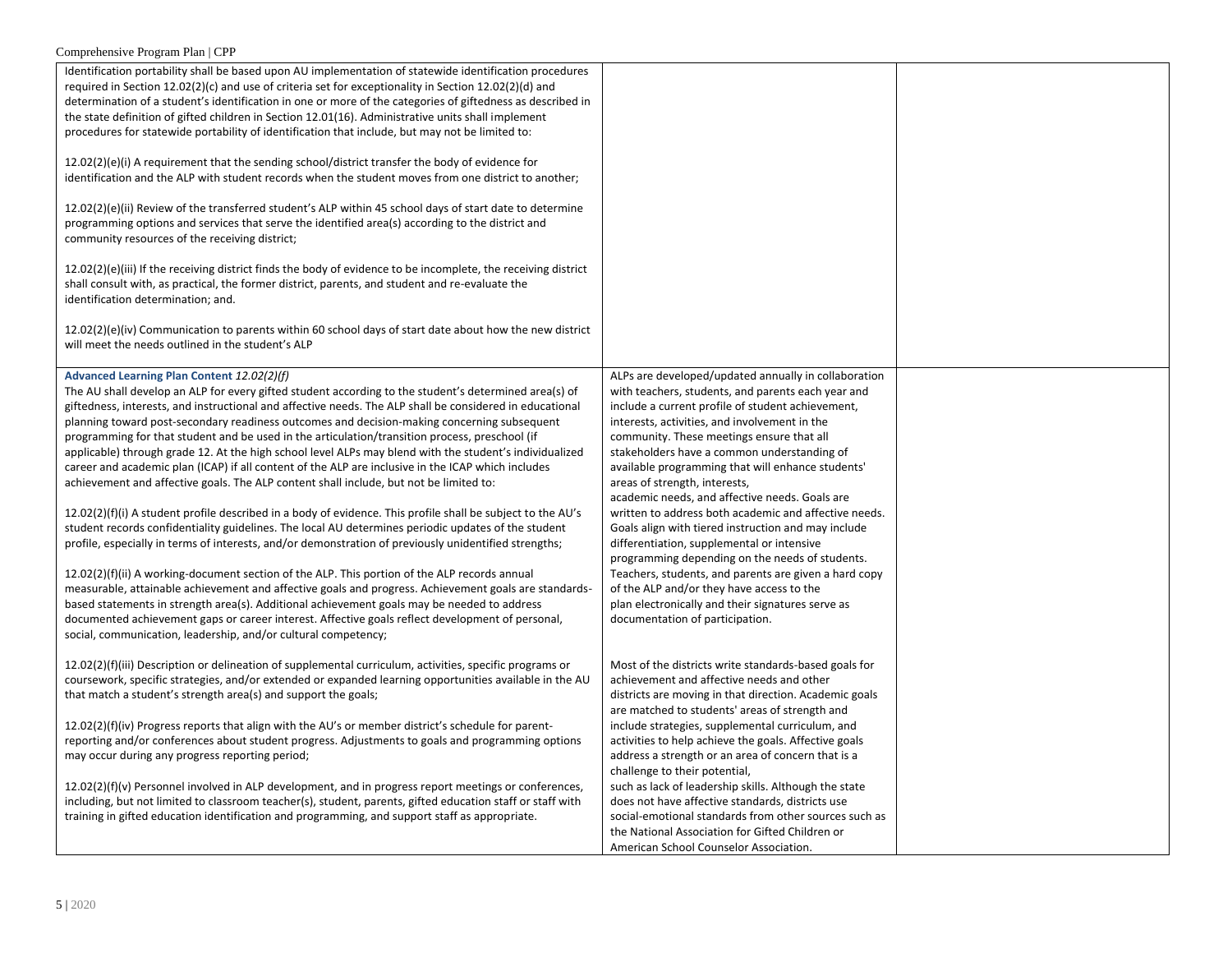| | | |
|---|---|---|
| Identification portability shall be based upon AU implementation of statewide identification procedures required in Section 12.02(2)(c) and use of criteria set for exceptionality in Section 12.02(2)(d) and determination of a student's identification in one or more of the categories of giftedness as described in the state definition of gifted children in Section 12.01(16). Administrative units shall implement procedures for statewide portability of identification that include, but may not be limited to:<br><br>12.02(2)(e)(i) A requirement that the sending school/district transfer the body of evidence for identification and the ALP with student records when the student moves from one district to another;<br><br>12.02(2)(e)(ii) Review of the transferred student's ALP within 45 school days of start date to determine programming options and services that serve the identified area(s) according to the district and community resources of the receiving district;<br><br>12.02(2)(e)(iii) If the receiving district finds the body of evidence to be incomplete, the receiving district shall consult with, as practical, the former district, parents, and student and re-evaluate the identification determination; and.<br><br>12.02(2)(e)(iv) Communication to parents within 60 school days of start date about how the new district will meet the needs outlined in the student's ALP | | |
| **Advanced Learning Plan Content** *12.02(2)(f)*<br>The AU shall develop an ALP for every gifted student according to the student's determined area(s) of giftedness, interests, and instructional and affective needs. The ALP shall be considered in educational planning toward post-secondary readiness outcomes and decision-making concerning subsequent programming for that student and be used in the articulation/transition process, preschool (if applicable) through grade 12. At the high school level ALPs may blend with the student's individualized career and academic plan (ICAP) if all content of the ALP are inclusive in the ICAP which includes achievement and affective goals. The ALP content shall include, but not be limited to:<br><br>12.02(2)(f)(i) A student profile described in a body of evidence. This profile shall be subject to the AU's student records confidentiality guidelines. The local AU determines periodic updates of the student profile, especially in terms of interests, and/or demonstration of previously unidentified strengths;<br><br>12.02(2)(f)(ii) A working-document section of the ALP. This portion of the ALP records annual measurable, attainable achievement and affective goals and progress. Achievement goals are standards-based statements in strength area(s). Additional achievement goals may be needed to address documented achievement gaps or career interest. Affective goals reflect development of personal, social, communication, leadership, and/or cultural competency;<br><br>12.02(2)(f)(iii) Description or delineation of supplemental curriculum, activities, specific programs or coursework, specific strategies, and/or extended or expanded learning opportunities available in the AU that match a student's strength area(s) and support the goals;<br><br>12.02(2)(f)(iv) Progress reports that align with the AU's or member district's schedule for parent-reporting and/or conferences about student progress. Adjustments to goals and programming options may occur during any progress reporting period;<br><br>12.02(2)(f)(v) Personnel involved in ALP development, and in progress report meetings or conferences, including, but not limited to classroom teacher(s), student, parents, gifted education staff or staff with training in gifted education identification and programming, and support staff as appropriate. | ALPs are developed/updated annually in collaboration with teachers, students, and parents each year and include a current profile of student achievement, interests, activities, and involvement in the community. These meetings ensure that all stakeholders have a common understanding of available programming that will enhance students' areas of strength, interests, academic needs, and affective needs. Goals are written to address both academic and affective needs. Goals align with tiered instruction and may include differentiation, supplemental or intensive programming depending on the needs of students. Teachers, students, and parents are given a hard copy of the ALP and/or they have access to the plan electronically and their signatures serve as documentation of participation.<br><br>Most of the districts write standards-based goals for achievement and affective needs and other districts are moving in that direction. Academic goals are matched to students' areas of strength and include strategies, supplemental curriculum, and activities to help achieve the goals. Affective goals address a strength or an area of concern that is a challenge to their potential, such as lack of leadership skills. Although the state does not have affective standards, districts use social-emotional standards from other sources such as the National Association for Gifted Children or American School Counselor Association. | |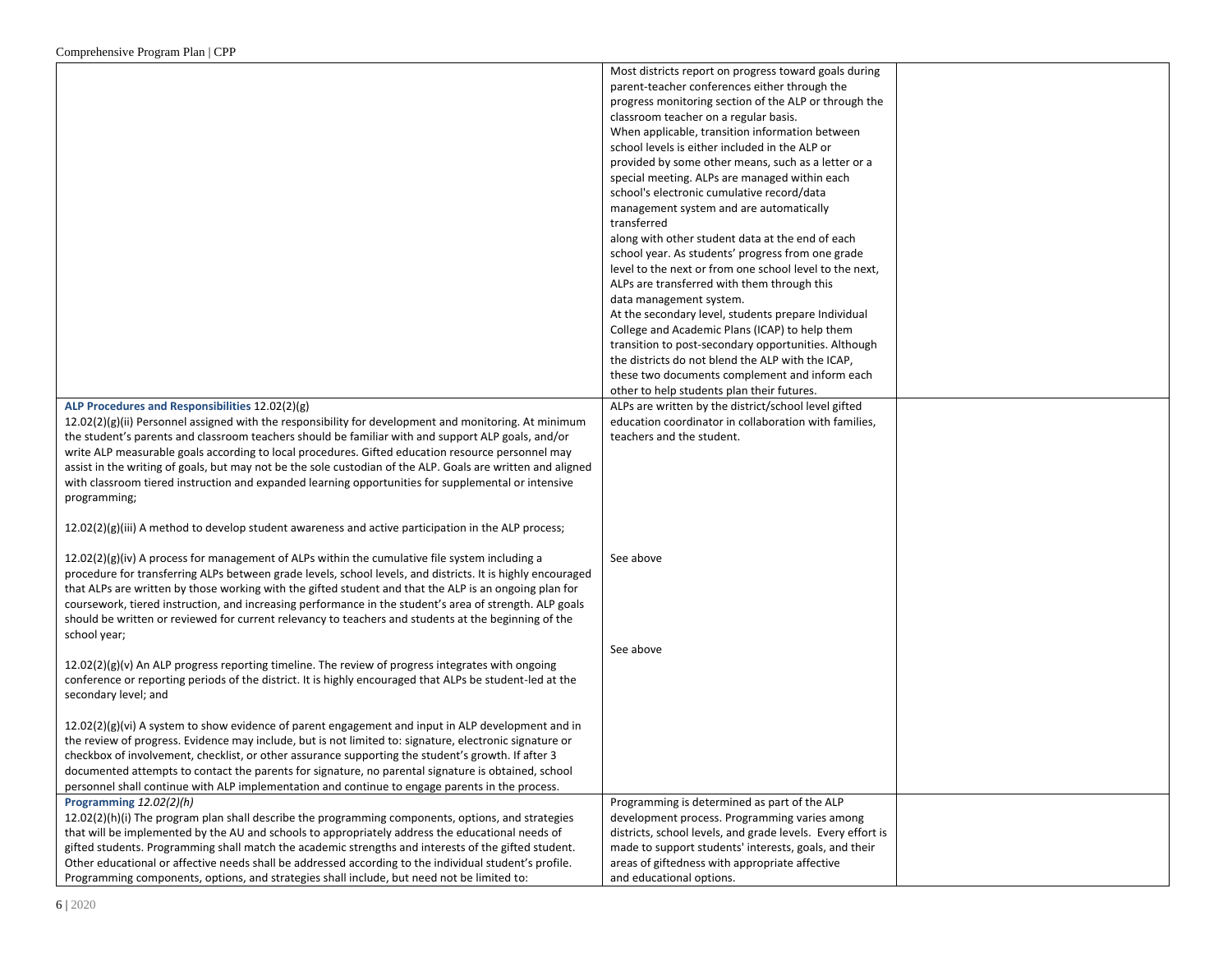| | | |
|---|---|---|
| | Most districts report on progress toward goals during parent-teacher conferences either through the progress monitoring section of the ALP or through the classroom teacher on a regular basis.<br>When applicable, transition information between school levels is either included in the ALP or provided by some other means, such as a letter or a special meeting. ALPs are managed within each school's electronic cumulative record/data management system and are automatically transferred along with other student data at the end of each school year. As students' progress from one grade level to the next or from one school level to the next, ALPs are transferred with them through this data management system.<br>At the secondary level, students prepare Individual College and Academic Plans (ICAP) to help them transition to post-secondary opportunities. Although the districts do not blend the ALP with the ICAP, these two documents complement and inform each other to help students plan their futures. | |
| **ALP Procedures and Responsibilities** 12.02(2)(g)<br>12.02(2)(g)(ii) Personnel assigned with the responsibility for development and monitoring. At minimum the student's parents and classroom teachers should be familiar with and support ALP goals, and/or write ALP measurable goals according to local procedures. Gifted education resource personnel may assist in the writing of goals, but may not be the sole custodian of the ALP. Goals are written and aligned with classroom tiered instruction and expanded learning opportunities for supplemental or intensive programming;<br><br>12.02(2)(g)(iii) A method to develop student awareness and active participation in the ALP process;<br><br>12.02(2)(g)(iv) A process for management of ALPs within the cumulative file system including a procedure for transferring ALPs between grade levels, school levels, and districts. It is highly encouraged that ALPs are written by those working with the gifted student and that the ALP is an ongoing plan for coursework, tiered instruction, and increasing performance in the student's area of strength. ALP goals should be written or reviewed for current relevancy to teachers and students at the beginning of the school year;<br><br>12.02(2)(g)(v) An ALP progress reporting timeline. The review of progress integrates with ongoing conference or reporting periods of the district. It is highly encouraged that ALPs be student-led at the secondary level; and<br><br>12.02(2)(g)(vi) A system to show evidence of parent engagement and input in ALP development and in the review of progress. Evidence may include, but is not limited to: signature, electronic signature or checkbox of involvement, checklist, or other assurance supporting the student's growth. If after 3 documented attempts to contact the parents for signature, no parental signature is obtained, school personnel shall continue with ALP implementation and continue to engage parents in the process. | ALPs are written by the district/school level gifted education coordinator in collaboration with families, teachers and the student.<br><br>See above<br><br>See above | |
| **Programming** *12.02(2)(h)*<br>12.02(2)(h)(i) The program plan shall describe the programming components, options, and strategies that will be implemented by the AU and schools to appropriately address the educational needs of gifted students. Programming shall match the academic strengths and interests of the gifted student. Other educational or affective needs shall be addressed according to the individual student's profile. Programming components, options, and strategies shall include, but need not be limited to: | Programming is determined as part of the ALP development process. Programming varies among districts, school levels, and grade levels. Every effort is made to support students' interests, goals, and their areas of giftedness with appropriate affective and educational options. | |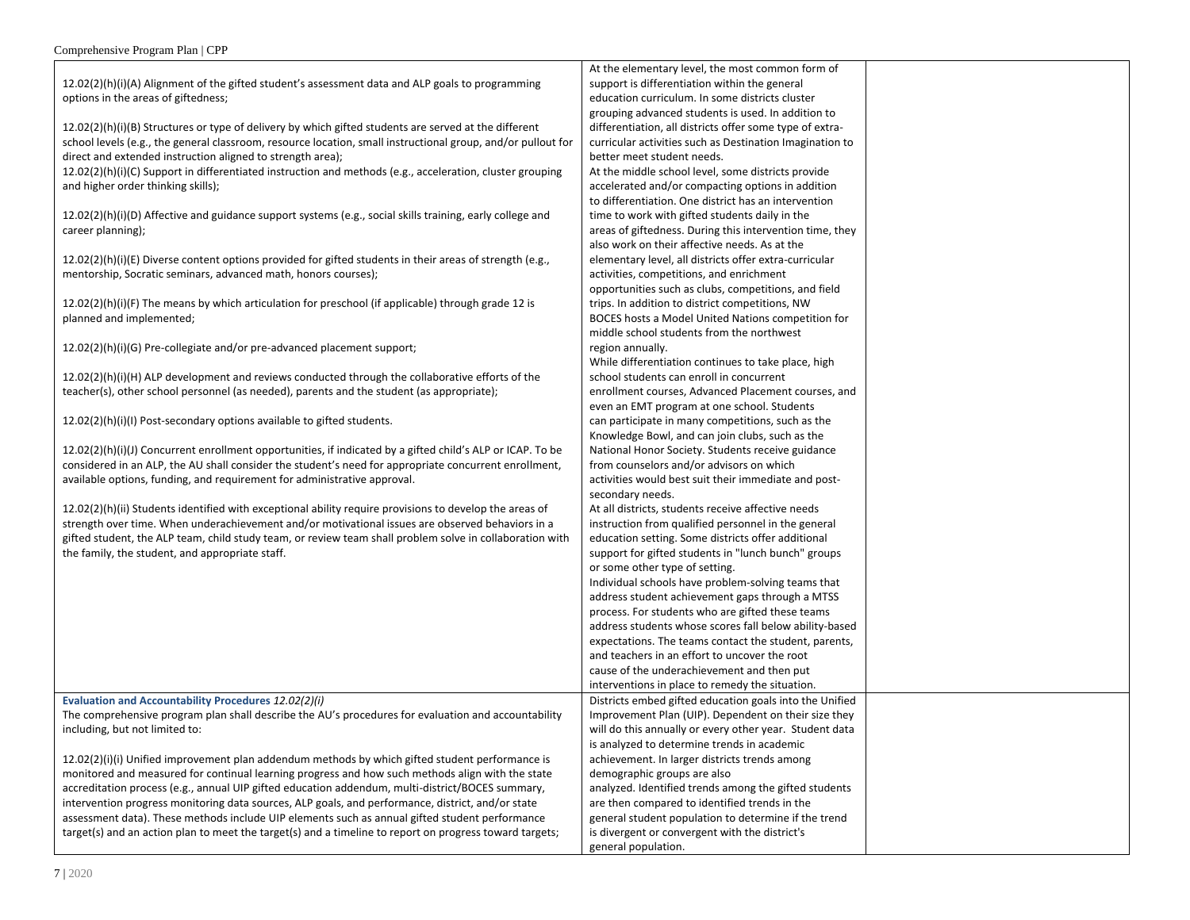| | | |
|---|---|---|
| 12.02(2)(h)(i)(A) Alignment of the gifted student's assessment data and ALP goals to programming options in the areas of giftedness;<br><br>12.02(2)(h)(i)(B) Structures or type of delivery by which gifted students are served at the different school levels (e.g., the general classroom, resource location, small instructional group, and/or pullout for direct and extended instruction aligned to strength area);<br>12.02(2)(h)(i)(C) Support in differentiated instruction and methods (e.g., acceleration, cluster grouping and higher order thinking skills);<br><br>12.02(2)(h)(i)(D) Affective and guidance support systems (e.g., social skills training, early college and career planning);<br><br>12.02(2)(h)(i)(E) Diverse content options provided for gifted students in their areas of strength (e.g., mentorship, Socratic seminars, advanced math, honors courses);<br><br>12.02(2)(h)(i)(F) The means by which articulation for preschool (if applicable) through grade 12 is planned and implemented;<br><br>12.02(2)(h)(i)(G) Pre-collegiate and/or pre-advanced placement support;<br><br>12.02(2)(h)(i)(H) ALP development and reviews conducted through the collaborative efforts of the teacher(s), other school personnel (as needed), parents and the student (as appropriate);<br><br>12.02(2)(h)(i)(I) Post-secondary options available to gifted students.<br><br>12.02(2)(h)(i)(J) Concurrent enrollment opportunities, if indicated by a gifted child's ALP or ICAP. To be considered in an ALP, the AU shall consider the student's need for appropriate concurrent enrollment, available options, funding, and requirement for administrative approval.<br><br>12.02(2)(h)(ii) Students identified with exceptional ability require provisions to develop the areas of strength over time. When underachievement and/or motivational issues are observed behaviors in a gifted student, the ALP team, child study team, or review team shall problem solve in collaboration with the family, the student, and appropriate staff. | At the elementary level, the most common form of support is differentiation within the general education curriculum. In some districts cluster grouping advanced students is used. In addition to differentiation, all districts offer some type of extra-curricular activities such as Destination Imagination to better meet student needs.<br>At the middle school level, some districts provide accelerated and/or compacting options in addition to differentiation. One district has an intervention time to work with gifted students daily in the areas of giftedness. During this intervention time, they also work on their affective needs. As at the elementary level, all districts offer extra-curricular activities, competitions, and enrichment opportunities such as clubs, competitions, and field trips. In addition to district competitions, NW BOCES hosts a Model United Nations competition for middle school students from the northwest region annually.<br>While differentiation continues to take place, high school students can enroll in concurrent enrollment courses, Advanced Placement courses, and even an EMT program at one school. Students can participate in many competitions, such as the Knowledge Bowl, and can join clubs, such as the National Honor Society. Students receive guidance from counselors and/or advisors on which activities would best suit their immediate and post-secondary needs.<br>At all districts, students receive affective needs instruction from qualified personnel in the general education setting. Some districts offer additional support for gifted students in "lunch bunch" groups or some other type of setting.<br>Individual schools have problem-solving teams that address student achievement gaps through a MTSS process. For students who are gifted these teams address students whose scores fall below ability-based expectations. The teams contact the student, parents, and teachers in an effort to uncover the root cause of the underachievement and then put interventions in place to remedy the situation. | |
| **Evaluation and Accountability Procedures** *12.02(2)(i)*<br>The comprehensive program plan shall describe the AU's procedures for evaluation and accountability including, but not limited to:<br><br>12.02(2)(i)(i) Unified improvement plan addendum methods by which gifted student performance is monitored and measured for continual learning progress and how such methods align with the state accreditation process (e.g., annual UIP gifted education addendum, multi-district/BOCES summary, intervention progress monitoring data sources, ALP goals, and performance, district, and/or state assessment data). These methods include UIP elements such as annual gifted student performance target(s) and an action plan to meet the target(s) and a timeline to report on progress toward targets; | Districts embed gifted education goals into the Unified Improvement Plan (UIP). Dependent on their size they will do this annually or every other year. Student data is analyzed to determine trends in academic achievement. In larger districts trends among demographic groups are also analyzed. Identified trends among the gifted students are then compared to identified trends in the general student population to determine if the trend is divergent or convergent with the district's general population. | |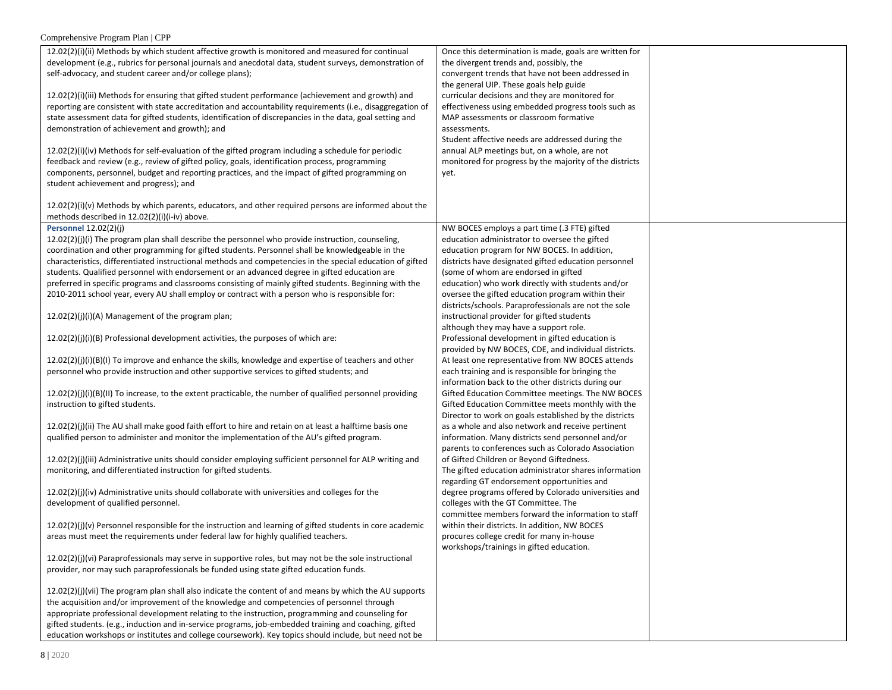| | | |
|---|---|---|
| 12.02(2)(i)(ii) Methods by which student affective growth is monitored and measured for continual development (e.g., rubrics for personal journals and anecdotal data, student surveys, demonstration of self-advocacy, and student career and/or college plans);<br><br>12.02(2)(i)(iii) Methods for ensuring that gifted student performance (achievement and growth) and reporting are consistent with state accreditation and accountability requirements (i.e., disaggregation of state assessment data for gifted students, identification of discrepancies in the data, goal setting and demonstration of achievement and growth); and<br><br>12.02(2)(i)(iv) Methods for self-evaluation of the gifted program including a schedule for periodic feedback and review (e.g., review of gifted policy, goals, identification process, programming components, personnel, budget and reporting practices, and the impact of gifted programming on student achievement and progress); and<br><br>12.02(2)(i)(v) Methods by which parents, educators, and other required persons are informed about the methods described in 12.02(2)(i)(i-iv) above. | Once this determination is made, goals are written for the divergent trends and, possibly, the convergent trends that have not been addressed in the general UIP. These goals help guide curricular decisions and they are monitored for effectiveness using embedded progress tools such as MAP assessments or classroom formative assessments.<br>Student affective needs are addressed during the annual ALP meetings but, on a whole, are not monitored for progress by the majority of the districts yet. | |
| **Personnel** 12.02(2)(j)<br>12.02(2)(j)(i) The program plan shall describe the personnel who provide instruction, counseling, coordination and other programming for gifted students. Personnel shall be knowledgeable in the characteristics, differentiated instructional methods and competencies in the special education of gifted students. Qualified personnel with endorsement or an advanced degree in gifted education are preferred in specific programs and classrooms consisting of mainly gifted students. Beginning with the 2010-2011 school year, every AU shall employ or contract with a person who is responsible for:<br><br>12.02(2)(j)(i)(A) Management of the program plan;<br><br>12.02(2)(j)(i)(B) Professional development activities, the purposes of which are:<br><br>12.02(2)(j)(i)(B)(I) To improve and enhance the skills, knowledge and expertise of teachers and other personnel who provide instruction and other supportive services to gifted students; and<br><br>12.02(2)(j)(i)(B)(II) To increase, to the extent practicable, the number of qualified personnel providing instruction to gifted students.<br><br>12.02(2)(j)(ii) The AU shall make good faith effort to hire and retain on at least a halftime basis one qualified person to administer and monitor the implementation of the AU's gifted program.<br><br>12.02(2)(j)(iii) Administrative units should consider employing sufficient personnel for ALP writing and monitoring, and differentiated instruction for gifted students.<br><br>12.02(2)(j)(iv) Administrative units should collaborate with universities and colleges for the development of qualified personnel.<br><br>12.02(2)(j)(v) Personnel responsible for the instruction and learning of gifted students in core academic areas must meet the requirements under federal law for highly qualified teachers.<br><br>12.02(2)(j)(vi) Paraprofessionals may serve in supportive roles, but may not be the sole instructional provider, nor may such paraprofessionals be funded using state gifted education funds.<br><br>12.02(2)(j)(vii) The program plan shall also indicate the content of and means by which the AU supports the acquisition and/or improvement of the knowledge and competencies of personnel through appropriate professional development relating to the instruction, programming and counseling for gifted students. (e.g., induction and in-service programs, job-embedded training and coaching, gifted education workshops or institutes and college coursework). Key topics should include, but need not be | NW BOCES employs a part time (.3 FTE) gifted education administrator to oversee the gifted education program for NW BOCES. In addition, districts have designated gifted education personnel (some of whom are endorsed in gifted education) who work directly with students and/or oversee the gifted education program within their districts/schools. Paraprofessionals are not the sole instructional provider for gifted students although they may have a support role.<br>Professional development in gifted education is provided by NW BOCES, CDE, and individual districts. At least one representative from NW BOCES attends each training and is responsible for bringing the information back to the other districts during our Gifted Education Committee meetings. The NW BOCES Gifted Education Committee meets monthly with the Director to work on goals established by the districts as a whole and also network and receive pertinent information. Many districts send personnel and/or parents to conferences such as Colorado Association of Gifted Children or Beyond Giftedness.<br>The gifted education administrator shares information regarding GT endorsement opportunities and degree programs offered by Colorado universities and colleges with the GT Committee. The committee members forward the information to staff within their districts. In addition, NW BOCES procures college credit for many in-house workshops/trainings in gifted education. | |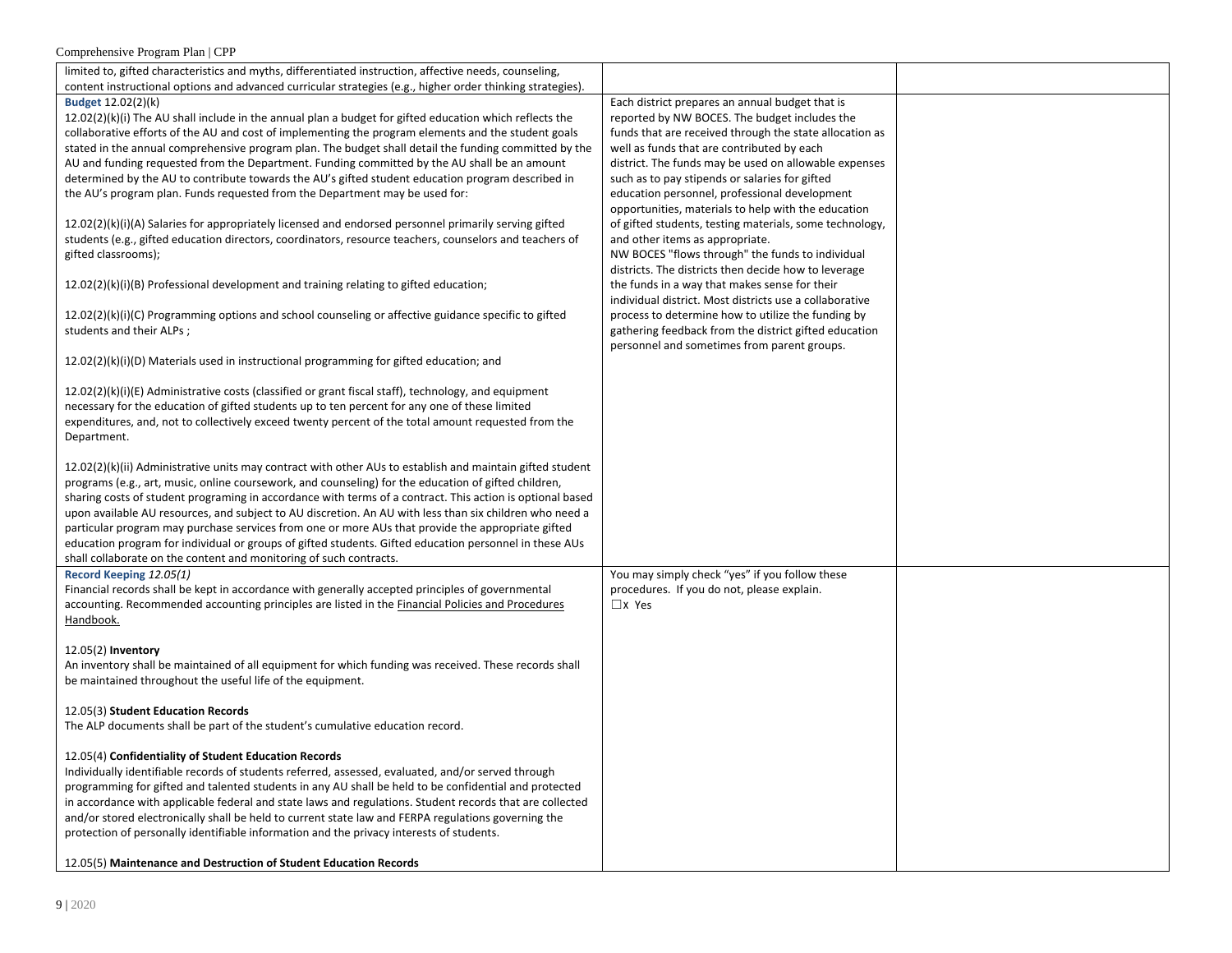| | | |
|---|---|---|
| limited to, gifted characteristics and myths, differentiated instruction, affective needs, counseling, content instructional options and advanced curricular strategies (e.g., higher order thinking strategies). | | |
| **Budget** 12.02(2)(k)<br><br>12.02(2)(k)(i) The AU shall include in the annual plan a budget for gifted education which reflects the collaborative efforts of the AU and cost of implementing the program elements and the student goals stated in the annual comprehensive program plan. The budget shall detail the funding committed by the AU and funding requested from the Department. Funding committed by the AU shall be an amount determined by the AU to contribute towards the AU's gifted student education program described in the AU's program plan. Funds requested from the Department may be used for:<br><br>12.02(2)(k)(i)(A) Salaries for appropriately licensed and endorsed personnel primarily serving gifted students (e.g., gifted education directors, coordinators, resource teachers, counselors and teachers of gifted classrooms);<br><br>12.02(2)(k)(i)(B) Professional development and training relating to gifted education;<br><br>12.02(2)(k)(i)(C) Programming options and school counseling or affective guidance specific to gifted students and their ALPs ;<br><br>12.02(2)(k)(i)(D) Materials used in instructional programming for gifted education; and<br><br>12.02(2)(k)(i)(E) Administrative costs (classified or grant fiscal staff), technology, and equipment necessary for the education of gifted students up to ten percent for any one of these limited expenditures, and, not to collectively exceed twenty percent of the total amount requested from the Department.<br><br>12.02(2)(k)(ii) Administrative units may contract with other AUs to establish and maintain gifted student programs (e.g., art, music, online coursework, and counseling) for the education of gifted children, sharing costs of student programing in accordance with terms of a contract. This action is optional based upon available AU resources, and subject to AU discretion. An AU with less than six children who need a particular program may purchase services from one or more AUs that provide the appropriate gifted education program for individual or groups of gifted students. Gifted education personnel in these AUs shall collaborate on the content and monitoring of such contracts. | Each district prepares an annual budget that is reported by NW BOCES. The budget includes the funds that are received through the state allocation as well as funds that are contributed by each district. The funds may be used on allowable expenses such as to pay stipends or salaries for gifted education personnel, professional development opportunities, materials to help with the education of gifted students, testing materials, some technology, and other items as appropriate.<br>NW BOCES "flows through" the funds to individual districts. The districts then decide how to leverage the funds in a way that makes sense for their individual district. Most districts use a collaborative process to determine how to utilize the funding by gathering feedback from the district gifted education personnel and sometimes from parent groups. | |
| **Record Keeping** *12.05(1)*<br>Financial records shall be kept in accordance with generally accepted principles of governmental accounting. Recommended accounting principles are listed in the Financial Policies and Procedures Handbook.<br><br>12.05(2) **Inventory**<br>An inventory shall be maintained of all equipment for which funding was received. These records shall be maintained throughout the useful life of the equipment.<br><br>12.05(3) **Student Education Records**<br>The ALP documents shall be part of the student's cumulative education record.<br><br>12.05(4) **Confidentiality of Student Education Records**<br>Individually identifiable records of students referred, assessed, evaluated, and/or served through programming for gifted and talented students in any AU shall be held to be confidential and protected in accordance with applicable federal and state laws and regulations. Student records that are collected and/or stored electronically shall be held to current state law and FERPA regulations governing the protection of personally identifiable information and the privacy interests of students.<br><br>12.05(5) **Maintenance and Destruction of Student Education Records** | You may simply check "yes" if you follow these procedures. If you do not, please explain.<br>☐x Yes | |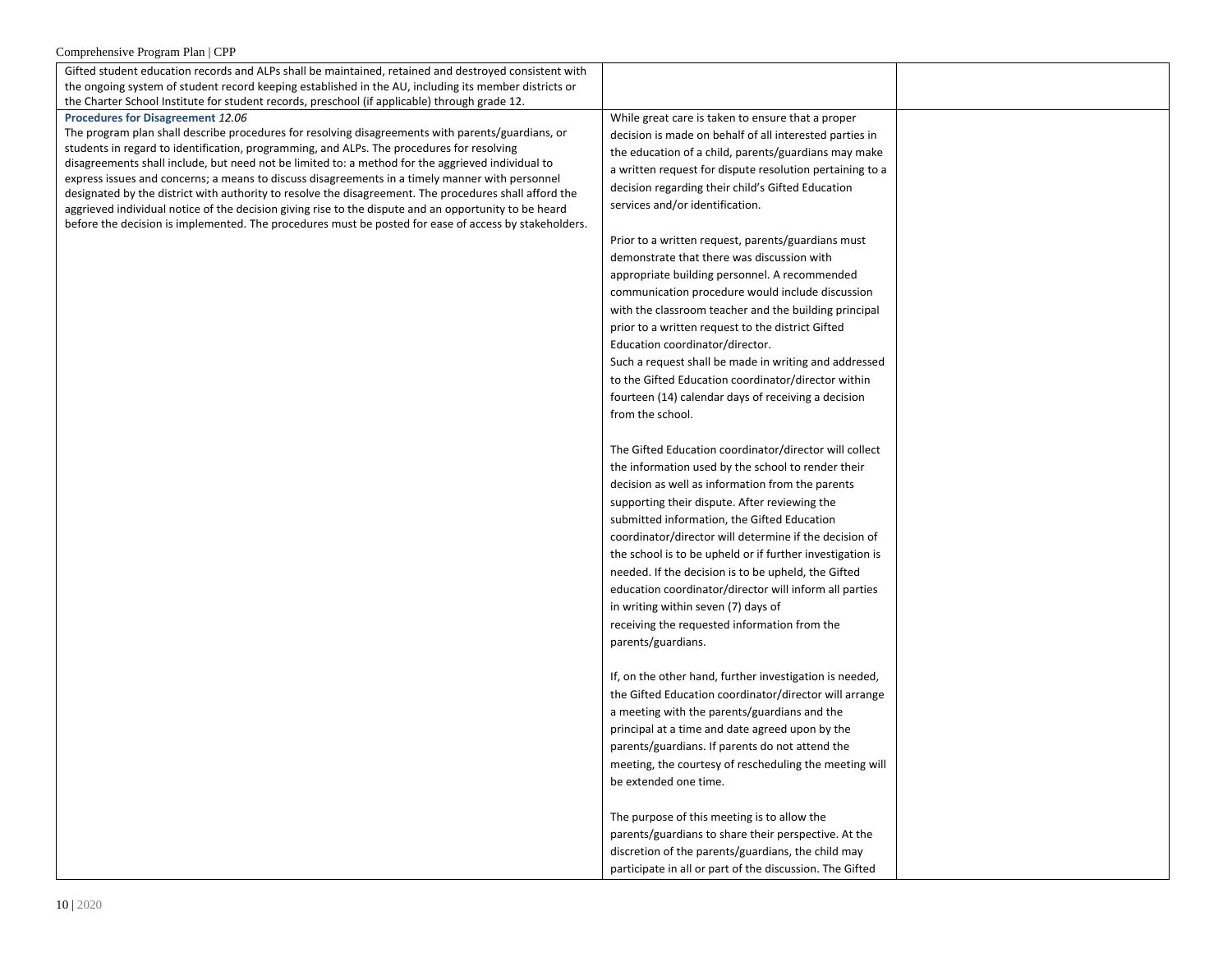| | | |
|---|---|---|
| Gifted student education records and ALPs shall be maintained, retained and destroyed consistent with the ongoing system of student record keeping established in the AU, including its member districts or the Charter School Institute for student records, preschool (if applicable) through grade 12. | | |
| **Procedures for Disagreement** *12.06*<br>The program plan shall describe procedures for resolving disagreements with parents/guardians, or students in regard to identification, programming, and ALPs. The procedures for resolving disagreements shall include, but need not be limited to: a method for the aggrieved individual to express issues and concerns; a means to discuss disagreements in a timely manner with personnel designated by the district with authority to resolve the disagreement. The procedures shall afford the aggrieved individual notice of the decision giving rise to the dispute and an opportunity to be heard before the decision is implemented. The procedures must be posted for ease of access by stakeholders. | While great care is taken to ensure that a proper decision is made on behalf of all interested parties in the education of a child, parents/guardians may make a written request for dispute resolution pertaining to a decision regarding their child's Gifted Education services and/or identification.<br><br>Prior to a written request, parents/guardians must demonstrate that there was discussion with appropriate building personnel. A recommended communication procedure would include discussion with the classroom teacher and the building principal prior to a written request to the district Gifted Education coordinator/director.<br>Such a request shall be made in writing and addressed to the Gifted Education coordinator/director within fourteen (14) calendar days of receiving a decision from the school.<br><br>The Gifted Education coordinator/director will collect the information used by the school to render their decision as well as information from the parents supporting their dispute. After reviewing the submitted information, the Gifted Education coordinator/director will determine if the decision of the school is to be upheld or if further investigation is needed. If the decision is to be upheld, the Gifted education coordinator/director will inform all parties in writing within seven (7) days of receiving the requested information from the parents/guardians.<br><br>If, on the other hand, further investigation is needed, the Gifted Education coordinator/director will arrange a meeting with the parents/guardians and the principal at a time and date agreed upon by the parents/guardians. If parents do not attend the meeting, the courtesy of rescheduling the meeting will be extended one time.<br><br>The purpose of this meeting is to allow the parents/guardians to share their perspective. At the discretion of the parents/guardians, the child may participate in all or part of the discussion. The Gifted | |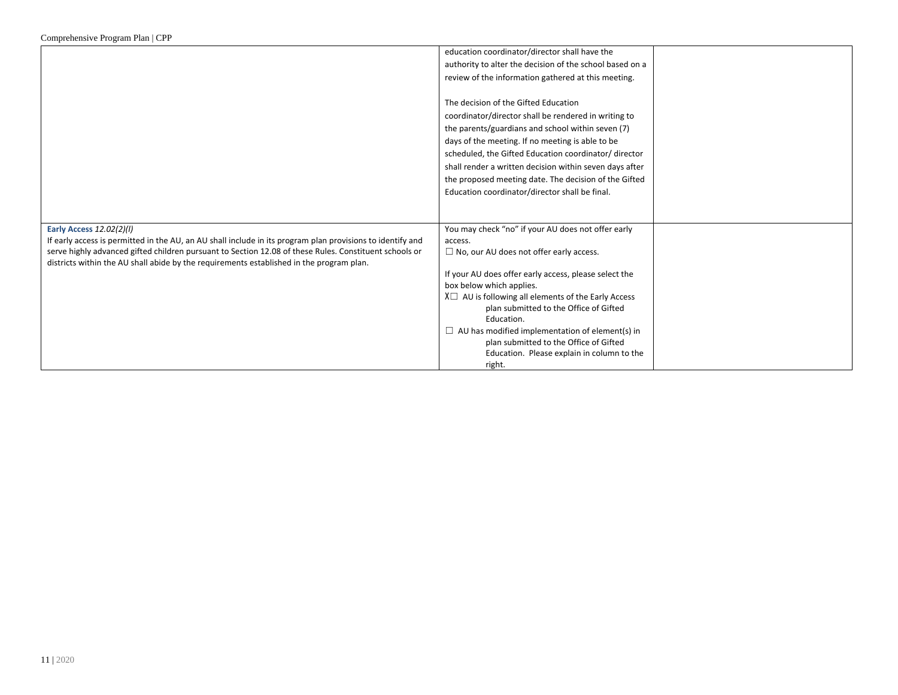| | | |
|---|---|---|
| | education coordinator/director shall have the authority to alter the decision of the school based on a review of the information gathered at this meeting.<br><br>The decision of the Gifted Education coordinator/director shall be rendered in writing to the parents/guardians and school within seven (7) days of the meeting. If no meeting is able to be scheduled, the Gifted Education coordinator/ director shall render a written decision within seven days after the proposed meeting date. The decision of the Gifted Education coordinator/director shall be final. | |
| **Early Access** *12.02(2)(l)*<br>If early access is permitted in the AU, an AU shall include in its program plan provisions to identify and serve highly advanced gifted children pursuant to Section 12.08 of these Rules. Constituent schools or districts within the AU shall abide by the requirements established in the program plan. | You may check "no" if your AU does not offer early access.<br>☐ No, our AU does not offer early access.<br><br>If your AU does offer early access, please select the box below which applies.<br>X☐ AU is following all elements of the Early Access plan submitted to the Office of Gifted Education.<br>☐ AU has modified implementation of element(s) in plan submitted to the Office of Gifted Education. Please explain in column to the right. | |